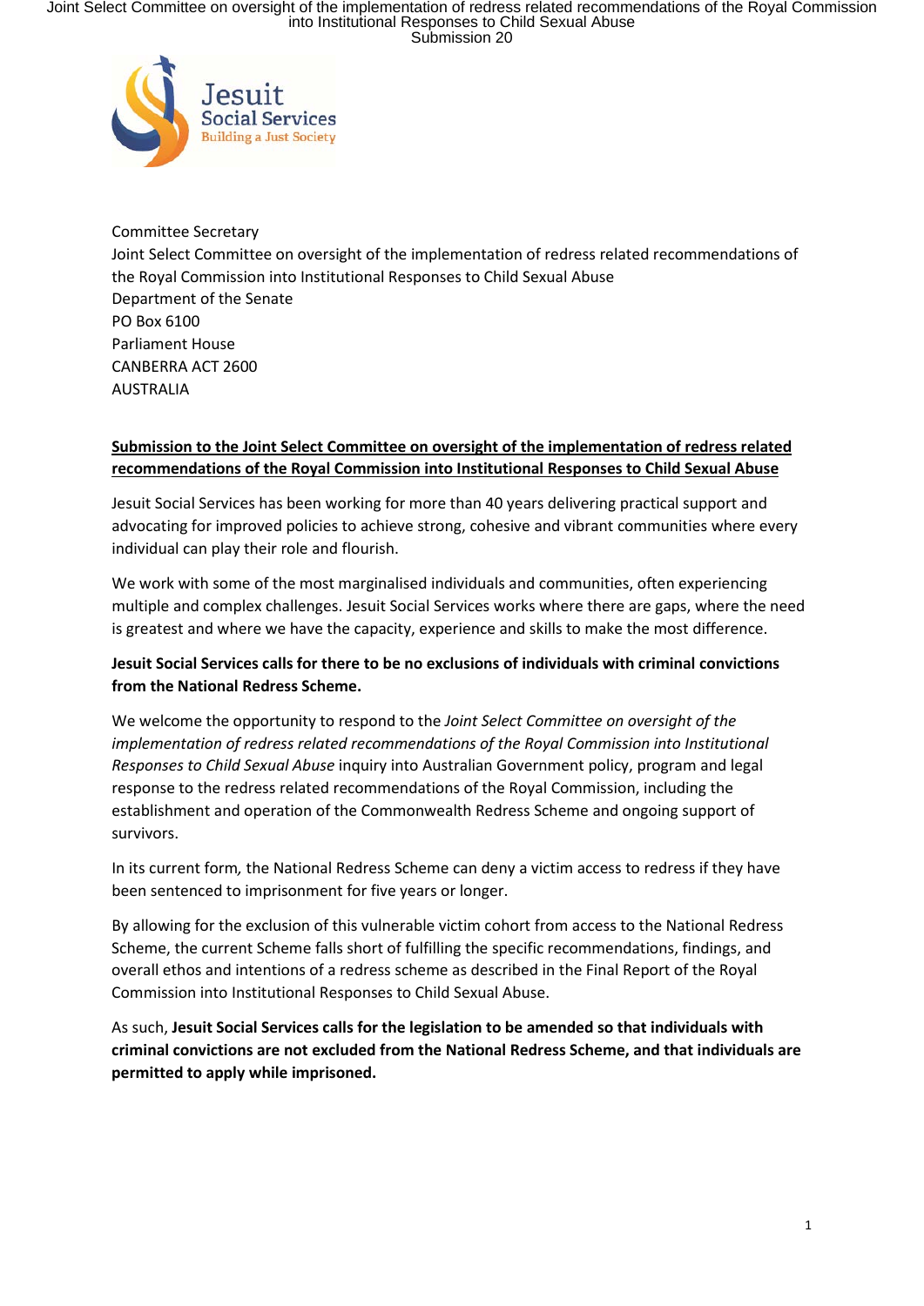Committee Secretary
Joint Select Committee on oversight of the implementation of redress related recommendations of the Royal Commission into Institutional Responses to Child Sexual Abuse
Department of the Senate
PO Box 6100
Parliament House
CANBERRA ACT 2600
AUSTRALIA

**Submission to the Joint Select Committee on oversight of the implementation of redress related recommendations of the Royal Commission into Institutional Responses to Child Sexual Abuse**

Jesuit Social Services has been working for more than 40 years delivering practical support and advocating for improved policies to achieve strong, cohesive and vibrant communities where every individual can play their role and flourish.

We work with some of the most marginalised individuals and communities, often experiencing multiple and complex challenges. Jesuit Social Services works where there are gaps, where the need is greatest and where we have the capacity, experience and skills to make the most difference.

**Jesuit Social Services calls for there to be no exclusions of individuals with criminal convictions from the National Redress Scheme.**

We welcome the opportunity to respond to the *Joint Select Committee on oversight of the implementation of redress related recommendations of the Royal Commission into Institutional Responses to Child Sexual Abuse* inquiry into Australian Government policy, program and legal response to the redress related recommendations of the Royal Commission, including the establishment and operation of the Commonwealth Redress Scheme and ongoing support of survivors.

In its current form, the National Redress Scheme can deny a victim access to redress if they have been sentenced to imprisonment for five years or longer.

By allowing for the exclusion of this vulnerable victim cohort from access to the National Redress Scheme, the current Scheme falls short of fulfilling the specific recommendations, findings, and overall ethos and intentions of a redress scheme as described in the Final Report of the Royal Commission into Institutional Responses to Child Sexual Abuse.

As such, **Jesuit Social Services calls for the legislation to be amended so that individuals with criminal convictions are not excluded from the National Redress Scheme, and that individuals are permitted to apply while imprisoned.**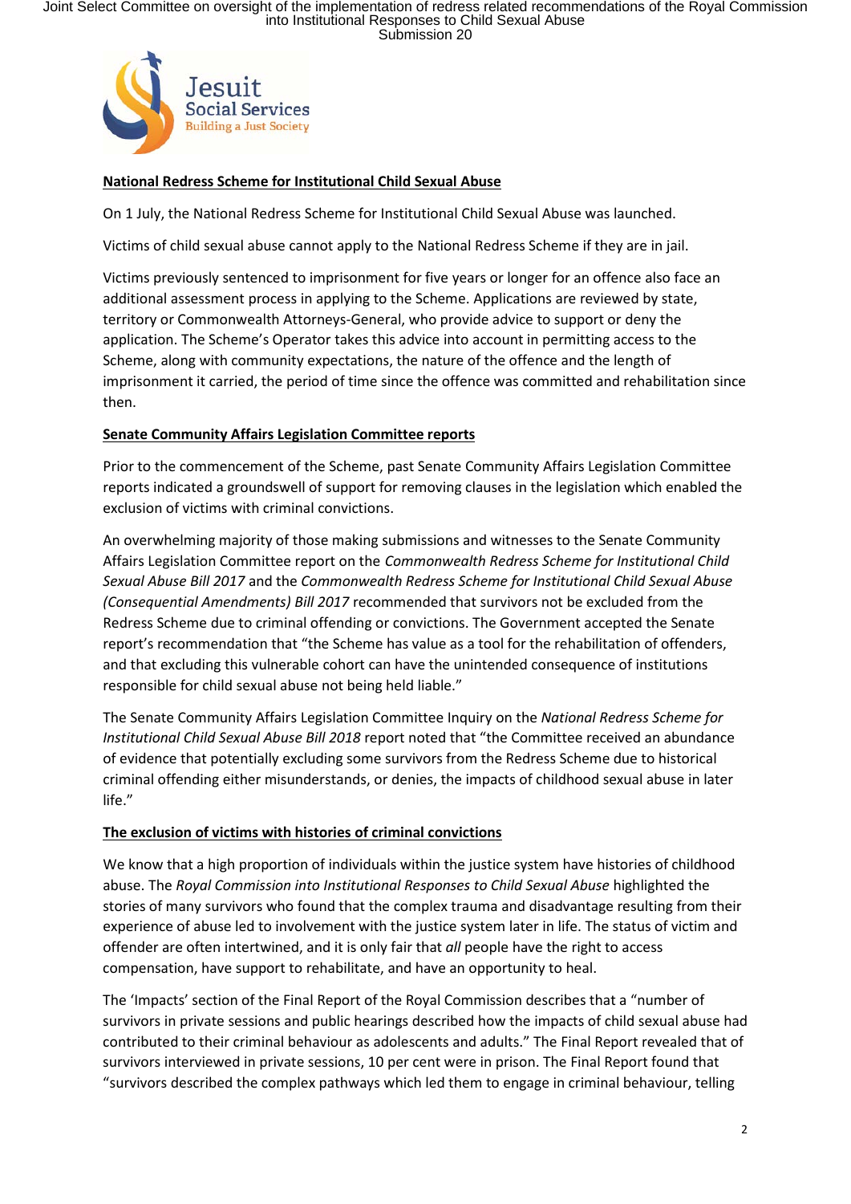**National Redress Scheme for Institutional Child Sexual Abuse**

On 1 July, the National Redress Scheme for Institutional Child Sexual Abuse was launched.

Victims of child sexual abuse cannot apply to the National Redress Scheme if they are in jail.

Victims previously sentenced to imprisonment for five years or longer for an offence also face an additional assessment process in applying to the Scheme. Applications are reviewed by state, territory or Commonwealth Attorneys-General, who provide advice to support or deny the application. The Scheme's Operator takes this advice into account in permitting access to the Scheme, along with community expectations, the nature of the offence and the length of imprisonment it carried, the period of time since the offence was committed and rehabilitation since then.

**Senate Community Affairs Legislation Committee reports**

Prior to the commencement of the Scheme, past Senate Community Affairs Legislation Committee reports indicated a groundswell of support for removing clauses in the legislation which enabled the exclusion of victims with criminal convictions.

An overwhelming majority of those making submissions and witnesses to the Senate Community Affairs Legislation Committee report on the *Commonwealth Redress Scheme for Institutional Child Sexual Abuse Bill 2017* and the *Commonwealth Redress Scheme for Institutional Child Sexual Abuse (Consequential Amendments) Bill 2017* recommended that survivors not be excluded from the Redress Scheme due to criminal offending or convictions. The Government accepted the Senate report's recommendation that "the Scheme has value as a tool for the rehabilitation of offenders, and that excluding this vulnerable cohort can have the unintended consequence of institutions responsible for child sexual abuse not being held liable."

The Senate Community Affairs Legislation Committee Inquiry on the *National Redress Scheme for Institutional Child Sexual Abuse Bill 2018* report noted that "the Committee received an abundance of evidence that potentially excluding some survivors from the Redress Scheme due to historical criminal offending either misunderstands, or denies, the impacts of childhood sexual abuse in later life."

**The exclusion of victims with histories of criminal convictions**

We know that a high proportion of individuals within the justice system have histories of childhood abuse. The *Royal Commission into Institutional Responses to Child Sexual Abuse* highlighted the stories of many survivors who found that the complex trauma and disadvantage resulting from their experience of abuse led to involvement with the justice system later in life. The status of victim and offender are often intertwined, and it is only fair that *all* people have the right to access compensation, have support to rehabilitate, and have an opportunity to heal.

The 'Impacts' section of the Final Report of the Royal Commission describes that a "number of survivors in private sessions and public hearings described how the impacts of child sexual abuse had contributed to their criminal behaviour as adolescents and adults." The Final Report revealed that of survivors interviewed in private sessions, 10 per cent were in prison. The Final Report found that "survivors described the complex pathways which led them to engage in criminal behaviour, telling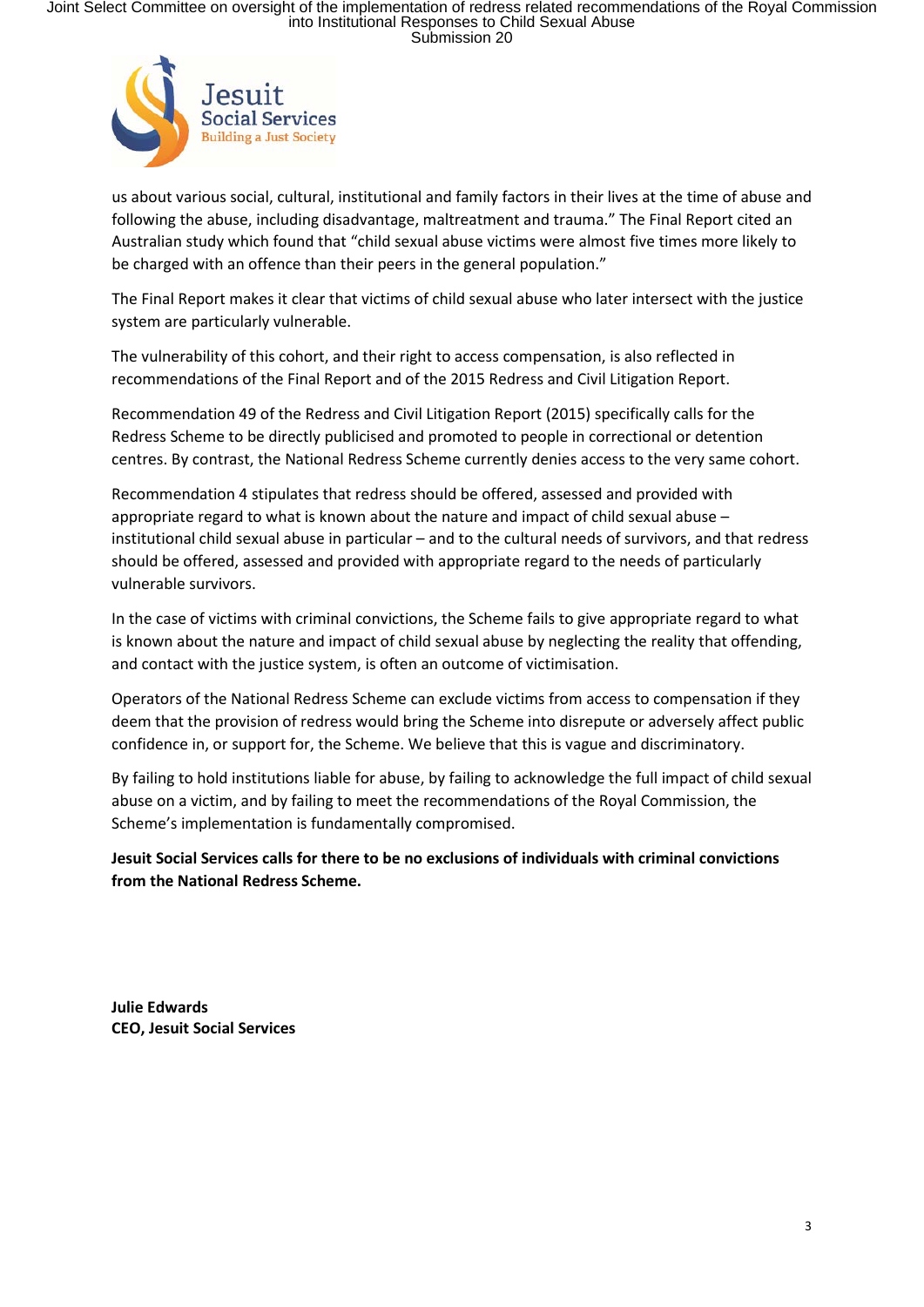us about various social, cultural, institutional and family factors in their lives at the time of abuse and following the abuse, including disadvantage, maltreatment and trauma." The Final Report cited an Australian study which found that "child sexual abuse victims were almost five times more likely to be charged with an offence than their peers in the general population."

The Final Report makes it clear that victims of child sexual abuse who later intersect with the justice system are particularly vulnerable.

The vulnerability of this cohort, and their right to access compensation, is also reflected in recommendations of the Final Report and of the 2015 Redress and Civil Litigation Report.

Recommendation 49 of the Redress and Civil Litigation Report (2015) specifically calls for the Redress Scheme to be directly publicised and promoted to people in correctional or detention centres. By contrast, the National Redress Scheme currently denies access to the very same cohort.

Recommendation 4 stipulates that redress should be offered, assessed and provided with appropriate regard to what is known about the nature and impact of child sexual abuse – institutional child sexual abuse in particular – and to the cultural needs of survivors, and that redress should be offered, assessed and provided with appropriate regard to the needs of particularly vulnerable survivors.

In the case of victims with criminal convictions, the Scheme fails to give appropriate regard to what is known about the nature and impact of child sexual abuse by neglecting the reality that offending, and contact with the justice system, is often an outcome of victimisation.

Operators of the National Redress Scheme can exclude victims from access to compensation if they deem that the provision of redress would bring the Scheme into disrepute or adversely affect public confidence in, or support for, the Scheme. We believe that this is vague and discriminatory.

By failing to hold institutions liable for abuse, by failing to acknowledge the full impact of child sexual abuse on a victim, and by failing to meet the recommendations of the Royal Commission, the Scheme's implementation is fundamentally compromised.

**Jesuit Social Services calls for there to be no exclusions of individuals with criminal convictions from the National Redress Scheme.**

**Julie Edwards**
**CEO, Jesuit Social Services**